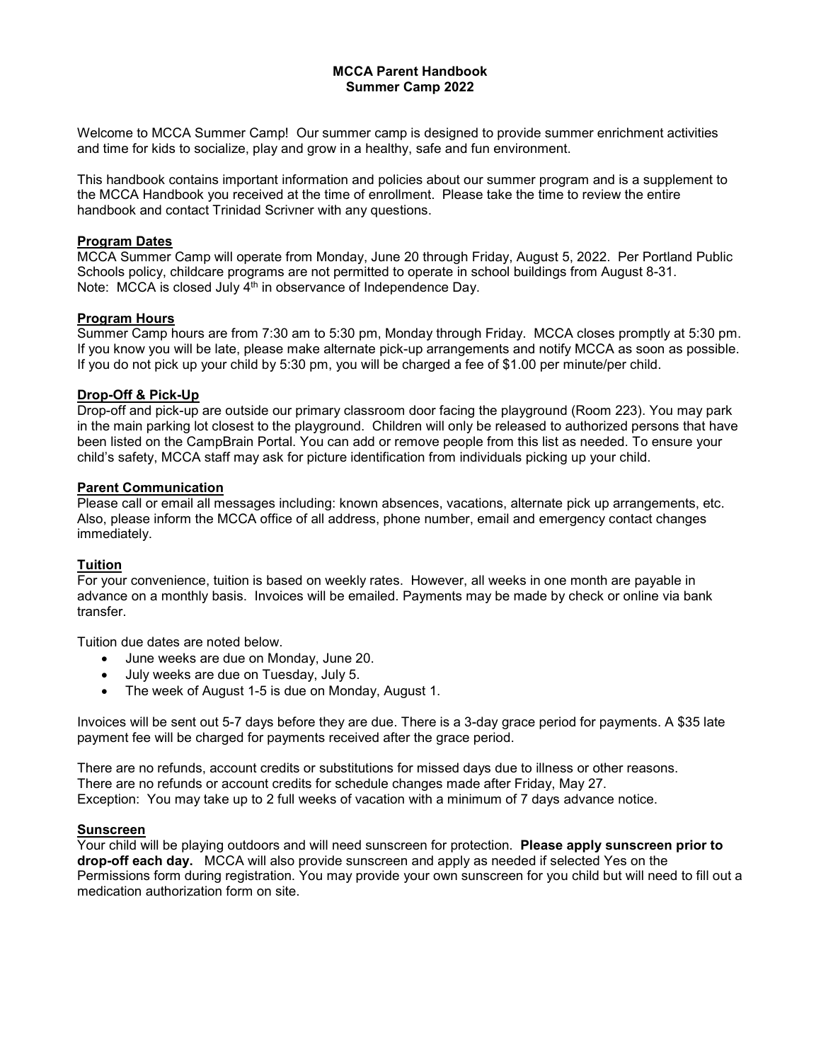# MCCA Parent Handbook
## Summer Camp 2022

Welcome to MCCA Summer Camp! Our summer camp is designed to provide summer enrichment activities and time for kids to socialize, play and grow in a healthy, safe and fun environment.

This handbook contains important information and policies about our summer program and is a supplement to the MCCA Handbook you received at the time of enrollment. Please take the time to review the entire handbook and contact Trinidad Scrivner with any questions.

### Program Dates

MCCA Summer Camp will operate from Monday, June 20 through Friday, August 5, 2022. Per Portland Public Schools policy, childcare programs are not permitted to operate in school buildings from August 8-31. Note: MCCA is closed July 4th in observance of Independence Day.

### Program Hours

Summer Camp hours are from 7:30 am to 5:30 pm, Monday through Friday. MCCA closes promptly at 5:30 pm. If you know you will be late, please make alternate pick-up arrangements and notify MCCA as soon as possible. If you do not pick up your child by 5:30 pm, you will be charged a fee of $1.00 per minute/per child.

### Drop-Off & Pick-Up

Drop-off and pick-up are outside our primary classroom door facing the playground (Room 223). You may park in the main parking lot closest to the playground. Children will only be released to authorized persons that have been listed on the CampBrain Portal. You can add or remove people from this list as needed. To ensure your child's safety, MCCA staff may ask for picture identification from individuals picking up your child.

### Parent Communication

Please call or email all messages including: known absences, vacations, alternate pick up arrangements, etc. Also, please inform the MCCA office of all address, phone number, email and emergency contact changes immediately.

### Tuition

For your convenience, tuition is based on weekly rates. However, all weeks in one month are payable in advance on a monthly basis. Invoices will be emailed. Payments may be made by check or online via bank transfer.

Tuition due dates are noted below.

- June weeks are due on Monday, June 20.
- July weeks are due on Tuesday, July 5.
- The week of August 1-5 is due on Monday, August 1.

Invoices will be sent out 5-7 days before they are due. There is a 3-day grace period for payments. A $35 late payment fee will be charged for payments received after the grace period.

There are no refunds, account credits or substitutions for missed days due to illness or other reasons.
There are no refunds or account credits for schedule changes made after Friday, May 27.
Exception: You may take up to 2 full weeks of vacation with a minimum of 7 days advance notice.

### Sunscreen

Your child will be playing outdoors and will need sunscreen for protection. **Please apply sunscreen prior to drop-off each day.** MCCA will also provide sunscreen and apply as needed if selected Yes on the Permissions form during registration. You may provide your own sunscreen for you child but will need to fill out a medication authorization form on site.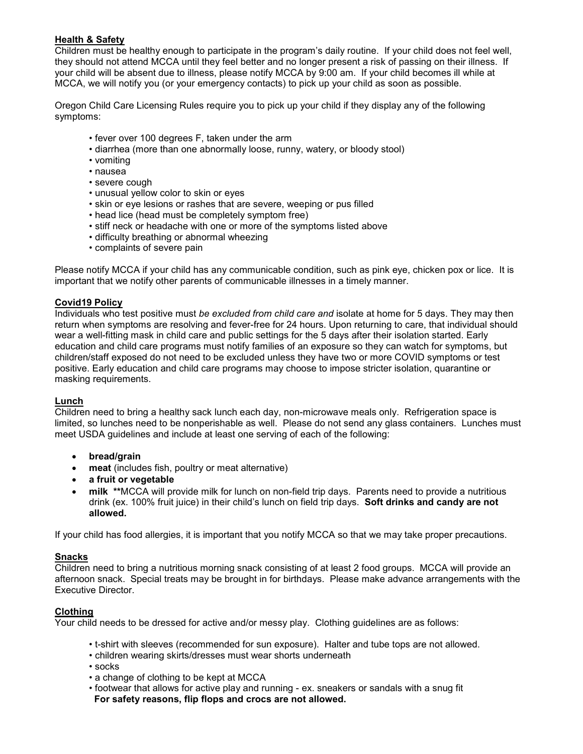## Health & Safety

Children must be healthy enough to participate in the program's daily routine. If your child does not feel well, they should not attend MCCA until they feel better and no longer present a risk of passing on their illness. If your child will be absent due to illness, please notify MCCA by 9:00 am. If your child becomes ill while at MCCA, we will notify you (or your emergency contacts) to pick up your child as soon as possible.

Oregon Child Care Licensing Rules require you to pick up your child if they display any of the following symptoms:

- fever over 100 degrees F, taken under the arm
- diarrhea (more than one abnormally loose, runny, watery, or bloody stool)
- vomiting
- nausea
- severe cough
- unusual yellow color to skin or eyes
- skin or eye lesions or rashes that are severe, weeping or pus filled
- head lice (head must be completely symptom free)
- stiff neck or headache with one or more of the symptoms listed above
- difficulty breathing or abnormal wheezing
- complaints of severe pain

Please notify MCCA if your child has any communicable condition, such as pink eye, chicken pox or lice. It is important that we notify other parents of communicable illnesses in a timely manner.

## Covid19 Policy

Individuals who test positive must *be excluded from child care and* isolate at home for 5 days. They may then return when symptoms are resolving and fever-free for 24 hours. Upon returning to care, that individual should wear a well-fitting mask in child care and public settings for the 5 days after their isolation started. Early education and child care programs must notify families of an exposure so they can watch for symptoms, but children/staff exposed do not need to be excluded unless they have two or more COVID symptoms or test positive. Early education and child care programs may choose to impose stricter isolation, quarantine or masking requirements.

## Lunch

Children need to bring a healthy sack lunch each day, non-microwave meals only. Refrigeration space is limited, so lunches need to be nonperishable as well. Please do not send any glass containers. Lunches must meet USDA guidelines and include at least one serving of each of the following:

- **bread/grain**
- **meat** (includes fish, poultry or meat alternative)
- **a fruit or vegetable**
- **milk** **MCCA will provide milk for lunch on non-field trip days. Parents need to provide a nutritious drink (ex. 100% fruit juice) in their child's lunch on field trip days. **Soft drinks and candy are not allowed.**

If your child has food allergies, it is important that you notify MCCA so that we may take proper precautions.

## Snacks

Children need to bring a nutritious morning snack consisting of at least 2 food groups. MCCA will provide an afternoon snack. Special treats may be brought in for birthdays. Please make advance arrangements with the Executive Director.

## Clothing

Your child needs to be dressed for active and/or messy play. Clothing guidelines are as follows:

- t-shirt with sleeves (recommended for sun exposure). Halter and tube tops are not allowed.
- children wearing skirts/dresses must wear shorts underneath
- socks
- a change of clothing to be kept at MCCA
- footwear that allows for active play and running - ex. sneakers or sandals with a snug fit
  **For safety reasons, flip flops and crocs are not allowed.**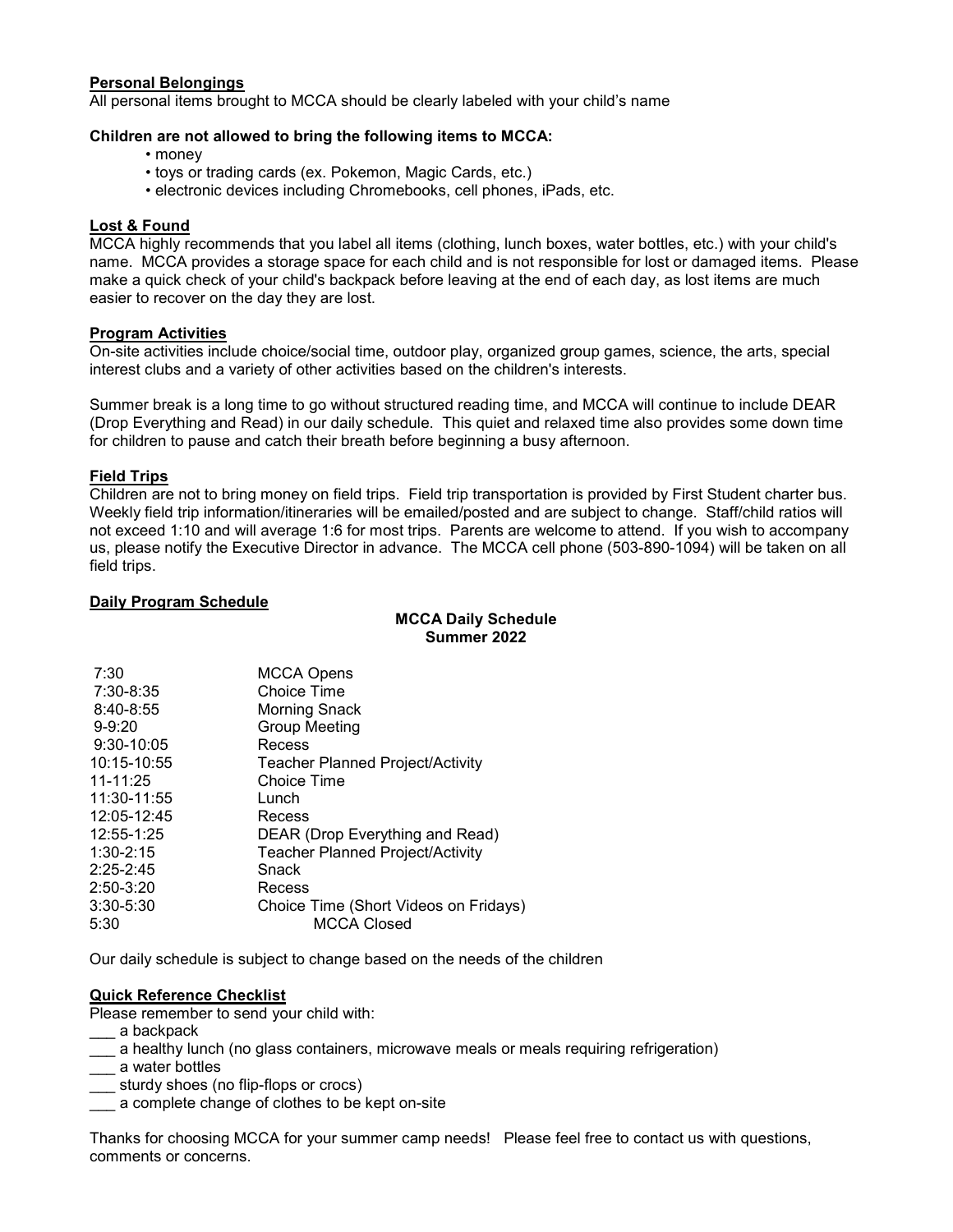**Personal Belongings**
All personal items brought to MCCA should be clearly labeled with your child's name

**Children are not allowed to bring the following items to MCCA:**

- money
- toys or trading cards (ex. Pokemon, Magic Cards, etc.)
- electronic devices including Chromebooks, cell phones, iPads, etc.

**Lost & Found**
MCCA highly recommends that you label all items (clothing, lunch boxes, water bottles, etc.) with your child's name. MCCA provides a storage space for each child and is not responsible for lost or damaged items. Please make a quick check of your child's backpack before leaving at the end of each day, as lost items are much easier to recover on the day they are lost.

**Program Activities**
On-site activities include choice/social time, outdoor play, organized group games, science, the arts, special interest clubs and a variety of other activities based on the children's interests.

Summer break is a long time to go without structured reading time, and MCCA will continue to include DEAR (Drop Everything and Read) in our daily schedule. This quiet and relaxed time also provides some down time for children to pause and catch their breath before beginning a busy afternoon.

**Field Trips**
Children are not to bring money on field trips. Field trip transportation is provided by First Student charter bus. Weekly field trip information/itineraries will be emailed/posted and are subject to change. Staff/child ratios will not exceed 1:10 and will average 1:6 for most trips. Parents are welcome to attend. If you wish to accompany us, please notify the Executive Director in advance. The MCCA cell phone (503-890-1094) will be taken on all field trips.

**Daily Program Schedule**

**MCCA Daily Schedule**
**Summer 2022**

| | |
|---|---|
| 7:30 | MCCA Opens |
| 7:30-8:35 | Choice Time |
| 8:40-8:55 | Morning Snack |
| 9-9:20 | Group Meeting |
| 9:30-10:05 | Recess |
| 10:15-10:55 | Teacher Planned Project/Activity |
| 11-11:25 | Choice Time |
| 11:30-11:55 | Lunch |
| 12:05-12:45 | Recess |
| 12:55-1:25 | DEAR (Drop Everything and Read) |
| 1:30-2:15 | Teacher Planned Project/Activity |
| 2:25-2:45 | Snack |
| 2:50-3:20 | Recess |
| 3:30-5:30 | Choice Time (Short Videos on Fridays) |
| 5:30 | MCCA Closed |

Our daily schedule is subject to change based on the needs of the children

**Quick Reference Checklist**
Please remember to send your child with:

___ a backpack
___ a healthy lunch (no glass containers, microwave meals or meals requiring refrigeration)
___ a water bottles
___ sturdy shoes (no flip-flops or crocs)
___ a complete change of clothes to be kept on-site

Thanks for choosing MCCA for your summer camp needs! Please feel free to contact us with questions, comments or concerns.